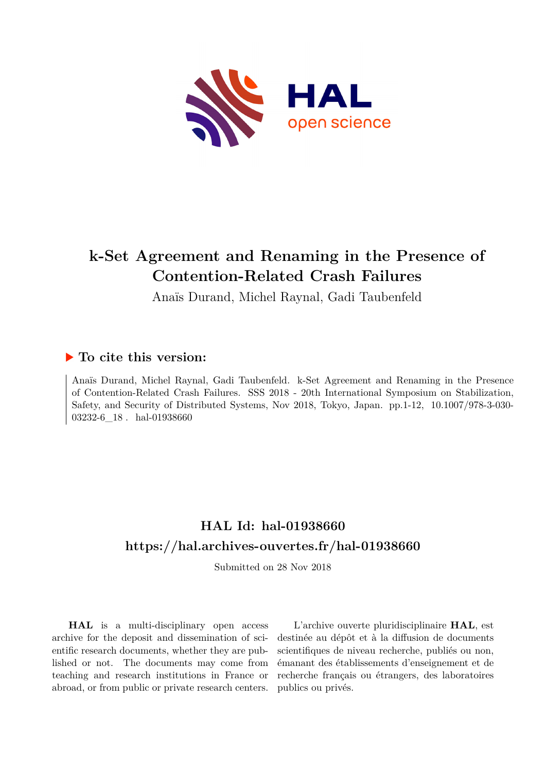# k-Set Agreement and Renaming in the Presence of Contention-Related Crash Failures

Anaïs Durand, Michel Raynal, Gadi Taubenfeld

## ▶ To cite this version:

Anaïs Durand, Michel Raynal, Gadi Taubenfeld. k-Set Agreement and Renaming in the Presence of Contention-Related Crash Failures. SSS 2018 - 20th International Symposium on Stabilization, Safety, and Security of Distributed Systems, Nov 2018, Tokyo, Japan. pp.1-12, 10.1007/978-3-030-03232-6_18 . hal-01938660

## HAL Id: hal-01938660

## https://hal.archives-ouvertes.fr/hal-01938660

Submitted on 28 Nov 2018

**HAL** is a multi-disciplinary open access archive for the deposit and dissemination of scientific research documents, whether they are published or not. The documents may come from teaching and research institutions in France or abroad, or from public or private research centers.

L'archive ouverte pluridisciplinaire **HAL**, est destinée au dépôt et à la diffusion de documents scientifiques de niveau recherche, publiés ou non, émanant des établissements d'enseignement et de recherche français ou étrangers, des laboratoires publics ou privés.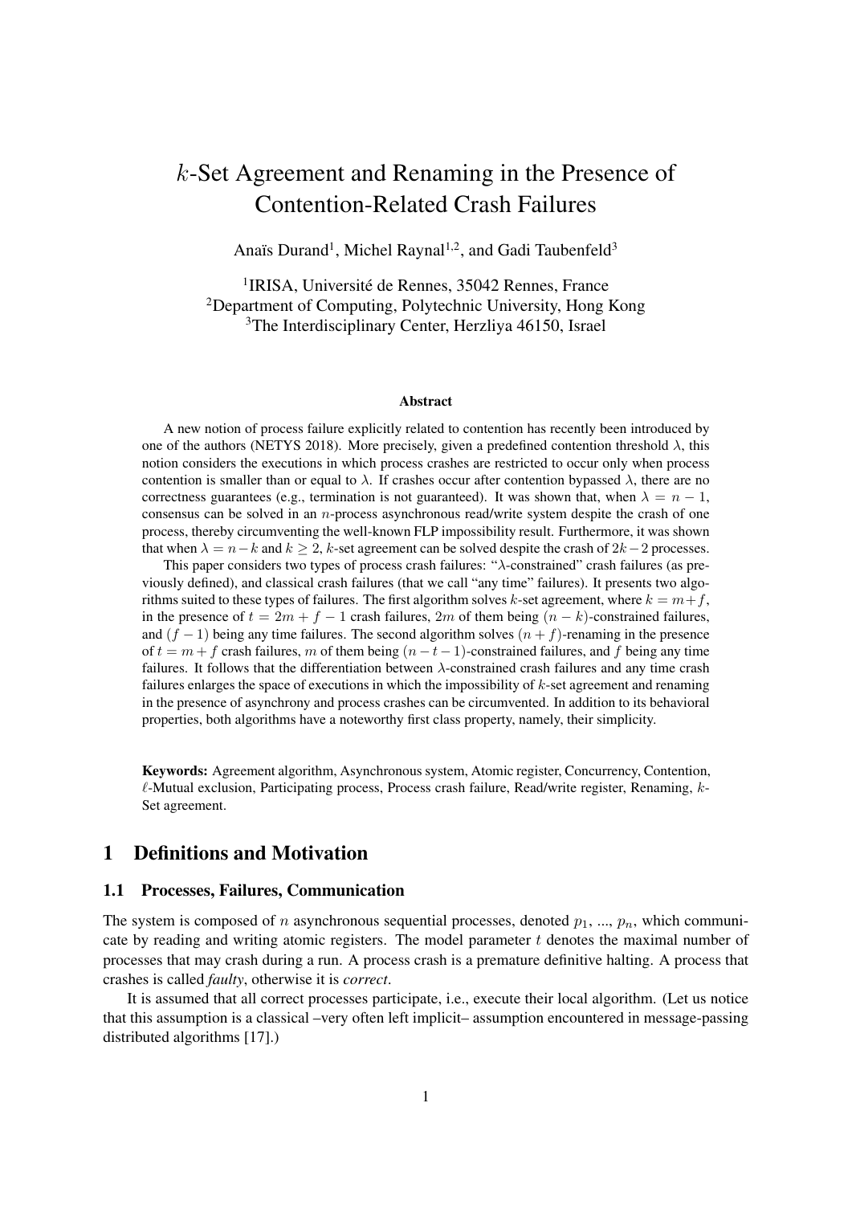# $k$-Set Agreement and Renaming in the Presence of Contention-Related Crash Failures

Anaïs Durand[1], Michel Raynal[1,2], and Gadi Taubenfeld[3]

[1]IRISA, Université de Rennes, 35042 Rennes, France
[2]Department of Computing, Polytechnic University, Hong Kong
[3]The Interdisciplinary Center, Herzliya 46150, Israel

### Abstract

A new notion of process failure explicitly related to contention has recently been introduced by one of the authors (NETYS 2018). More precisely, given a predefined contention threshold $\lambda$, this notion considers the executions in which process crashes are restricted to occur only when process contention is smaller than or equal to $\lambda$. If crashes occur after contention bypassed $\lambda$, there are no correctness guarantees (e.g., termination is not guaranteed). It was shown that, when $\lambda = n-1$, consensus can be solved in an $n$-process asynchronous read/write system despite the crash of one process, thereby circumventing the well-known FLP impossibility result. Furthermore, it was shown that when $\lambda = n-k$ and $k \geq 2$, $k$-set agreement can be solved despite the crash of $2k-2$ processes.

This paper considers two types of process crash failures: "$\lambda$-constrained" crash failures (as previously defined), and classical crash failures (that we call "any time" failures). It presents two algorithms suited to these types of failures. The first algorithm solves $k$-set agreement, where $k = m+f$, in the presence of $t = 2m + f - 1$ crash failures, $2m$ of them being $(n-k)$-constrained failures, and $(f-1)$ being any time failures. The second algorithm solves $(n+f)$-renaming in the presence of $t = m + f$ crash failures, $m$ of them being $(n-t-1)$-constrained failures, and $f$ being any time failures. It follows that the differentiation between $\lambda$-constrained crash failures and any time crash failures enlarges the space of executions in which the impossibility of $k$-set agreement and renaming in the presence of asynchrony and process crashes can be circumvented. In addition to its behavioral properties, both algorithms have a noteworthy first class property, namely, their simplicity.

**Keywords:** Agreement algorithm, Asynchronous system, Atomic register, Concurrency, Contention, $\ell$-Mutual exclusion, Participating process, Process crash failure, Read/write register, Renaming, $k$-Set agreement.

## 1 Definitions and Motivation

### 1.1 Processes, Failures, Communication

The system is composed of $n$ asynchronous sequential processes, denoted $p_1$, ..., $p_n$, which communicate by reading and writing atomic registers. The model parameter $t$ denotes the maximal number of processes that may crash during a run. A process crash is a premature definitive halting. A process that crashes is called *faulty*, otherwise it is *correct*.

It is assumed that all correct processes participate, i.e., execute their local algorithm. (Let us notice that this assumption is a classical –very often left implicit– assumption encountered in message-passing distributed algorithms [17].)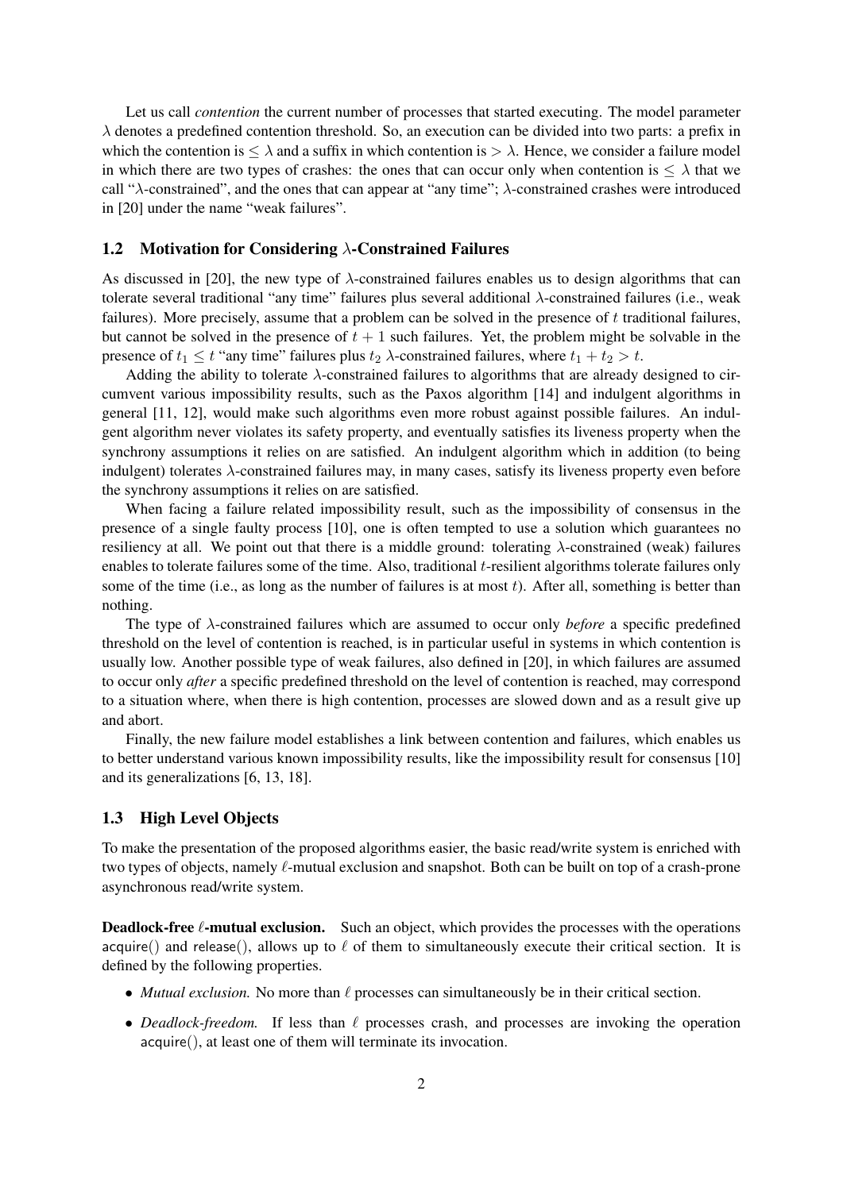Let us call *contention* the current number of processes that started executing. The model parameter $\lambda$ denotes a predefined contention threshold. So, an execution can be divided into two parts: a prefix in which the contention is $\leq \lambda$ and a suffix in which contention is $> \lambda$. Hence, we consider a failure model in which there are two types of crashes: the ones that can occur only when contention is $\leq \lambda$ that we call "$\lambda$-constrained", and the ones that can appear at "any time"; $\lambda$-constrained crashes were introduced in [20] under the name "weak failures".

### 1.2 Motivation for Considering $\lambda$-Constrained Failures

As discussed in [20], the new type of $\lambda$-constrained failures enables us to design algorithms that can tolerate several traditional "any time" failures plus several additional $\lambda$-constrained failures (i.e., weak failures). More precisely, assume that a problem can be solved in the presence of $t$ traditional failures, but cannot be solved in the presence of $t+1$ such failures. Yet, the problem might be solvable in the presence of $t_1 \leq t$ "any time" failures plus $t_2$ $\lambda$-constrained failures, where $t_1 + t_2 > t$.

Adding the ability to tolerate $\lambda$-constrained failures to algorithms that are already designed to circumvent various impossibility results, such as the Paxos algorithm [14] and indulgent algorithms in general [11, 12], would make such algorithms even more robust against possible failures. An indulgent algorithm never violates its safety property, and eventually satisfies its liveness property when the synchrony assumptions it relies on are satisfied. An indulgent algorithm which in addition (to being indulgent) tolerates $\lambda$-constrained failures may, in many cases, satisfy its liveness property even before the synchrony assumptions it relies on are satisfied.

When facing a failure related impossibility result, such as the impossibility of consensus in the presence of a single faulty process [10], one is often tempted to use a solution which guarantees no resiliency at all. We point out that there is a middle ground: tolerating $\lambda$-constrained (weak) failures enables to tolerate failures some of the time. Also, traditional $t$-resilient algorithms tolerate failures only some of the time (i.e., as long as the number of failures is at most $t$). After all, something is better than nothing.

The type of $\lambda$-constrained failures which are assumed to occur only *before* a specific predefined threshold on the level of contention is reached, is in particular useful in systems in which contention is usually low. Another possible type of weak failures, also defined in [20], in which failures are assumed to occur only *after* a specific predefined threshold on the level of contention is reached, may correspond to a situation where, when there is high contention, processes are slowed down and as a result give up and abort.

Finally, the new failure model establishes a link between contention and failures, which enables us to better understand various known impossibility results, like the impossibility result for consensus [10] and its generalizations [6, 13, 18].

### 1.3 High Level Objects

To make the presentation of the proposed algorithms easier, the basic read/write system is enriched with two types of objects, namely $\ell$-mutual exclusion and snapshot. Both can be built on top of a crash-prone asynchronous read/write system.

**Deadlock-free $\ell$-mutual exclusion.** Such an object, which provides the processes with the operations acquire() and release(), allows up to $\ell$ of them to simultaneously execute their critical section. It is defined by the following properties.

- *Mutual exclusion.* No more than $\ell$ processes can simultaneously be in their critical section.
- *Deadlock-freedom.* If less than $\ell$ processes crash, and processes are invoking the operation acquire(), at least one of them will terminate its invocation.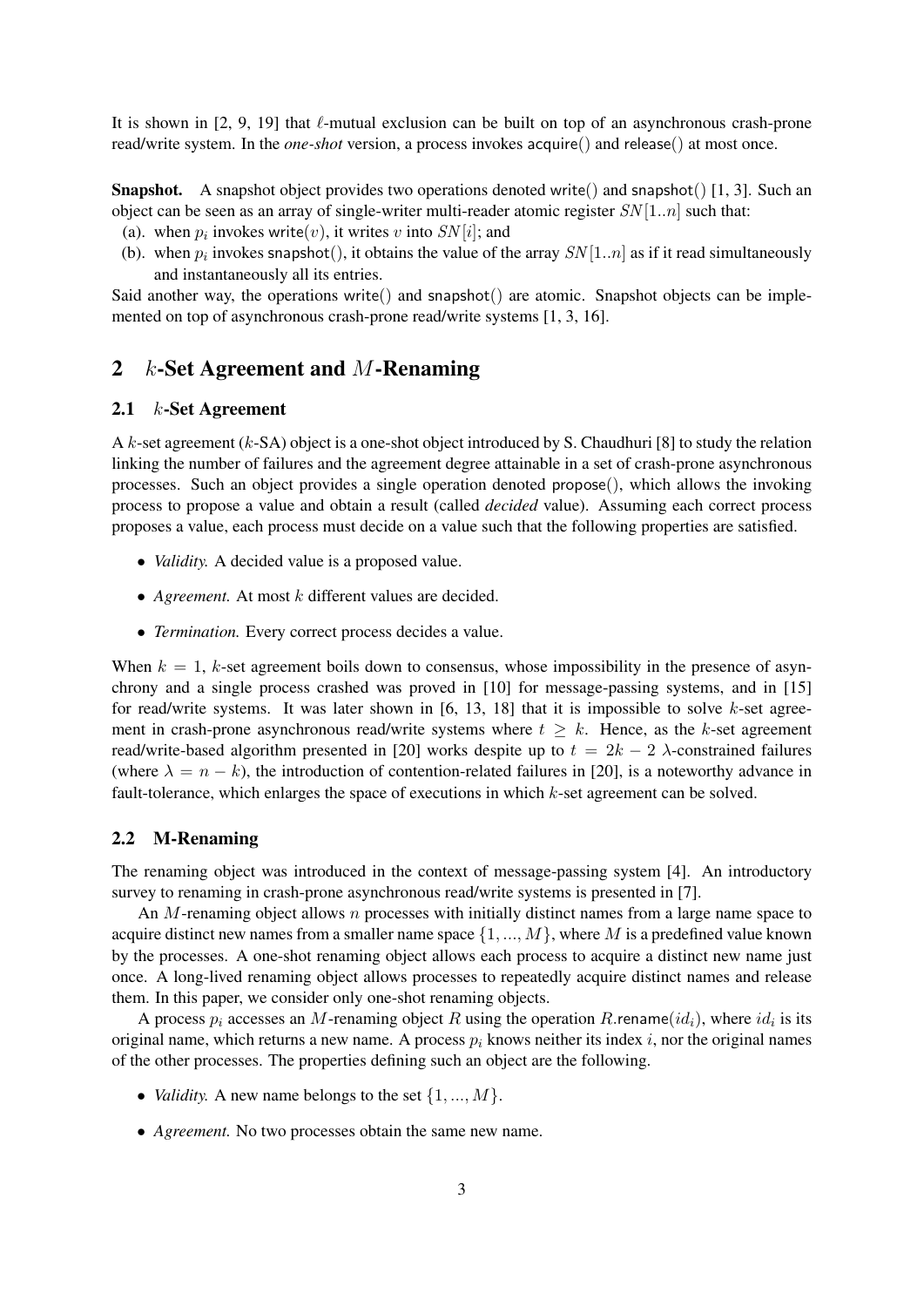It is shown in [2, 9, 19] that $\ell$-mutual exclusion can be built on top of an asynchronous crash-prone read/write system. In the *one-shot* version, a process invokes acquire() and release() at most once.

**Snapshot.** A snapshot object provides two operations denoted write() and snapshot() [1, 3]. Such an object can be seen as an array of single-writer multi-reader atomic register $SN[1..n]$ such that:

(a). when $p_i$ invokes write($v$), it writes $v$ into $SN[i]$; and

(b). when $p_i$ invokes snapshot(), it obtains the value of the array $SN[1..n]$ as if it read simultaneously and instantaneously all its entries.

Said another way, the operations write() and snapshot() are atomic. Snapshot objects can be implemented on top of asynchronous crash-prone read/write systems [1, 3, 16].

## 2 $k$-Set Agreement and $M$-Renaming

### 2.1 $k$-Set Agreement

A $k$-set agreement ($k$-SA) object is a one-shot object introduced by S. Chaudhuri [8] to study the relation linking the number of failures and the agreement degree attainable in a set of crash-prone asynchronous processes. Such an object provides a single operation denoted propose(), which allows the invoking process to propose a value and obtain a result (called *decided* value). Assuming each correct process proposes a value, each process must decide on a value such that the following properties are satisfied.

- *Validity.* A decided value is a proposed value.
- *Agreement.* At most $k$ different values are decided.
- *Termination.* Every correct process decides a value.

When $k = 1$, $k$-set agreement boils down to consensus, whose impossibility in the presence of asynchrony and a single process crashed was proved in [10] for message-passing systems, and in [15] for read/write systems. It was later shown in [6, 13, 18] that it is impossible to solve $k$-set agreement in crash-prone asynchronous read/write systems where $t \geq k$. Hence, as the $k$-set agreement read/write-based algorithm presented in [20] works despite up to $t = 2k - 2$ $\lambda$-constrained failures (where $\lambda = n - k$), the introduction of contention-related failures in [20], is a noteworthy advance in fault-tolerance, which enlarges the space of executions in which $k$-set agreement can be solved.

### 2.2 M-Renaming

The renaming object was introduced in the context of message-passing system [4]. An introductory survey to renaming in crash-prone asynchronous read/write systems is presented in [7].

An $M$-renaming object allows $n$ processes with initially distinct names from a large name space to acquire distinct new names from a smaller name space $\{1, ..., M\}$, where $M$ is a predefined value known by the processes. A one-shot renaming object allows each process to acquire a distinct new name just once. A long-lived renaming object allows processes to repeatedly acquire distinct names and release them. In this paper, we consider only one-shot renaming objects.

A process $p_i$ accesses an $M$-renaming object $R$ using the operation $R$.rename($id_i$), where $id_i$ is its original name, which returns a new name. A process $p_i$ knows neither its index $i$, nor the original names of the other processes. The properties defining such an object are the following.

- *Validity.* A new name belongs to the set $\{1, ..., M\}$.
- *Agreement.* No two processes obtain the same new name.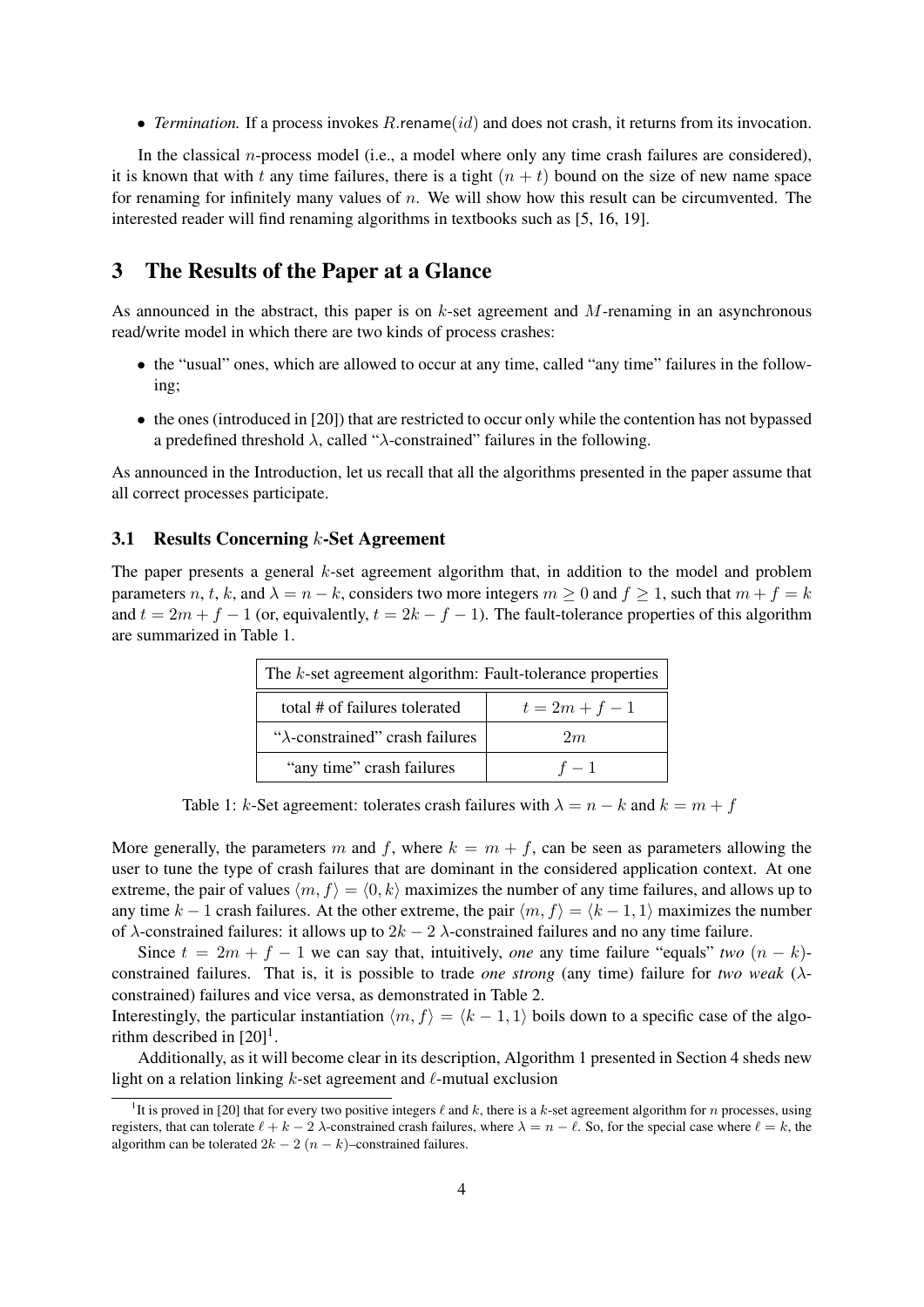- *Termination.* If a process invokes $R$.rename($id$) and does not crash, it returns from its invocation.

In the classical $n$-process model (i.e., a model where only any time crash failures are considered), it is known that with $t$ any time failures, there is a tight $(n + t)$ bound on the size of new name space for renaming for infinitely many values of $n$. We will show how this result can be circumvented. The interested reader will find renaming algorithms in textbooks such as [5, 16, 19].

# 3 The Results of the Paper at a Glance

As announced in the abstract, this paper is on $k$-set agreement and $M$-renaming in an asynchronous read/write model in which there are two kinds of process crashes:

- the "usual" ones, which are allowed to occur at any time, called "any time" failures in the following;
- the ones (introduced in [20]) that are restricted to occur only while the contention has not bypassed a predefined threshold $\lambda$, called "$\lambda$-constrained" failures in the following.

As announced in the Introduction, let us recall that all the algorithms presented in the paper assume that all correct processes participate.

## 3.1 Results Concerning $k$-Set Agreement

The paper presents a general $k$-set agreement algorithm that, in addition to the model and problem parameters $n$, $t$, $k$, and $\lambda = n - k$, considers two more integers $m \geq 0$ and $f \geq 1$, such that $m + f = k$ and $t = 2m + f - 1$ (or, equivalently, $t = 2k - f - 1$). The fault-tolerance properties of this algorithm are summarized in Table 1.

| The $k$-set agreement algorithm: Fault-tolerance properties | |
|---|---|
| total # of failures tolerated | $t = 2m + f - 1$ |
| "$\lambda$-constrained" crash failures | $2m$ |
| "any time" crash failures | $f - 1$ |

Table 1: $k$-Set agreement: tolerates crash failures with $\lambda = n - k$ and $k = m + f$

More generally, the parameters $m$ and $f$, where $k = m + f$, can be seen as parameters allowing the user to tune the type of crash failures that are dominant in the considered application context. At one extreme, the pair of values $\langle m, f \rangle = \langle 0, k \rangle$ maximizes the number of any time failures, and allows up to any time $k - 1$ crash failures. At the other extreme, the pair $\langle m, f \rangle = \langle k - 1, 1 \rangle$ maximizes the number of $\lambda$-constrained failures: it allows up to $2k - 2$ $\lambda$-constrained failures and no any time failure.

Since $t = 2m + f - 1$ we can say that, intuitively, *one* any time failure "equals" *two* $(n - k)$-constrained failures. That is, it is possible to trade *one strong* (any time) failure for *two weak* ($\lambda$-constrained) failures and vice versa, as demonstrated in Table 2.
Interestingly, the particular instantiation $\langle m, f \rangle = \langle k - 1, 1 \rangle$ boils down to a specific case of the algorithm described in [20][1].

Additionally, as it will become clear in its description, Algorithm 1 presented in Section 4 sheds new light on a relation linking $k$-set agreement and $\ell$-mutual exclusion

[1] It is proved in [20] that for every two positive integers $\ell$ and $k$, there is a $k$-set agreement algorithm for $n$ processes, using registers, that can tolerate $\ell + k - 2$ $\lambda$-constrained crash failures, where $\lambda = n - \ell$. So, for the special case where $\ell = k$, the algorithm can be tolerated $2k - 2$ $(n - k)$–constrained failures.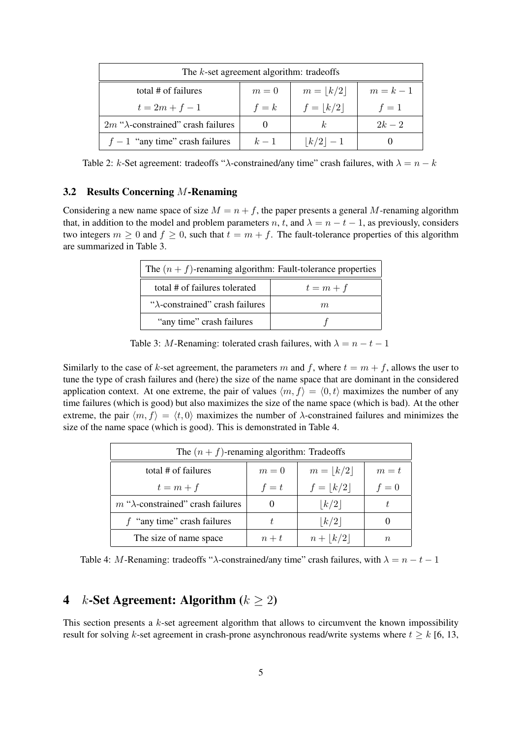| The $k$-set agreement algorithm: tradeoffs | | | |
|---|---|---|---|
| total # of failures | $m = 0$ | $m = \lfloor k/2 \rfloor$ | $m = k - 1$ |
| $t = 2m + f - 1$ | $f = k$ | $f = \lfloor k/2 \rfloor$ | $f = 1$ |
| $2m$ "$\lambda$-constrained" crash failures | 0 | $k$ | $2k - 2$ |
| $f - 1$ "any time" crash failures | $k - 1$ | $\lfloor k/2 \rfloor - 1$ | 0 |

Table 2: $k$-Set agreement: tradeoffs "$\lambda$-constrained/any time" crash failures, with $\lambda = n - k$

### 3.2 Results Concerning $M$-Renaming

Considering a new name space of size $M = n + f$, the paper presents a general $M$-renaming algorithm that, in addition to the model and problem parameters $n$, $t$, and $\lambda = n - t - 1$, as previously, considers two integers $m \geq 0$ and $f \geq 0$, such that $t = m + f$. The fault-tolerance properties of this algorithm are summarized in Table 3.

| The $(n + f)$-renaming algorithm: Fault-tolerance properties | |
|---|---|
| total # of failures tolerated | $t = m + f$ |
| "$\lambda$-constrained" crash failures | $m$ |
| "any time" crash failures | $f$ |

Table 3: $M$-Renaming: tolerated crash failures, with $\lambda = n - t - 1$

Similarly to the case of $k$-set agreement, the parameters $m$ and $f$, where $t = m + f$, allows the user to tune the type of crash failures and (here) the size of the name space that are dominant in the considered application context. At one extreme, the pair of values $\langle m, f \rangle = \langle 0, t \rangle$ maximizes the number of any time failures (which is good) but also maximizes the size of the name space (which is bad). At the other extreme, the pair $\langle m, f \rangle = \langle t, 0 \rangle$ maximizes the number of $\lambda$-constrained failures and minimizes the size of the name space (which is good). This is demonstrated in Table 4.

| The $(n + f)$-renaming algorithm: Tradeoffs | | | |
|---|---|---|---|
| total # of failures | $m = 0$ | $m = \lfloor k/2 \rfloor$ | $m = t$ |
| $t = m + f$ | $f = t$ | $f = \lfloor k/2 \rfloor$ | $f = 0$ |
| $m$ "$\lambda$-constrained" crash failures | 0 | $\lfloor k/2 \rfloor$ | $t$ |
| $f$ "any time" crash failures | $t$ | $\lfloor k/2 \rfloor$ | 0 |
| The size of name space | $n + t$ | $n + \lfloor k/2 \rfloor$ | $n$ |

Table 4: $M$-Renaming: tradeoffs "$\lambda$-constrained/any time" crash failures, with $\lambda = n - t - 1$

## 4 $k$-Set Agreement: Algorithm ($k \geq 2$)

This section presents a $k$-set agreement algorithm that allows to circumvent the known impossibility result for solving $k$-set agreement in crash-prone asynchronous read/write systems where $t \geq k$ [6, 13,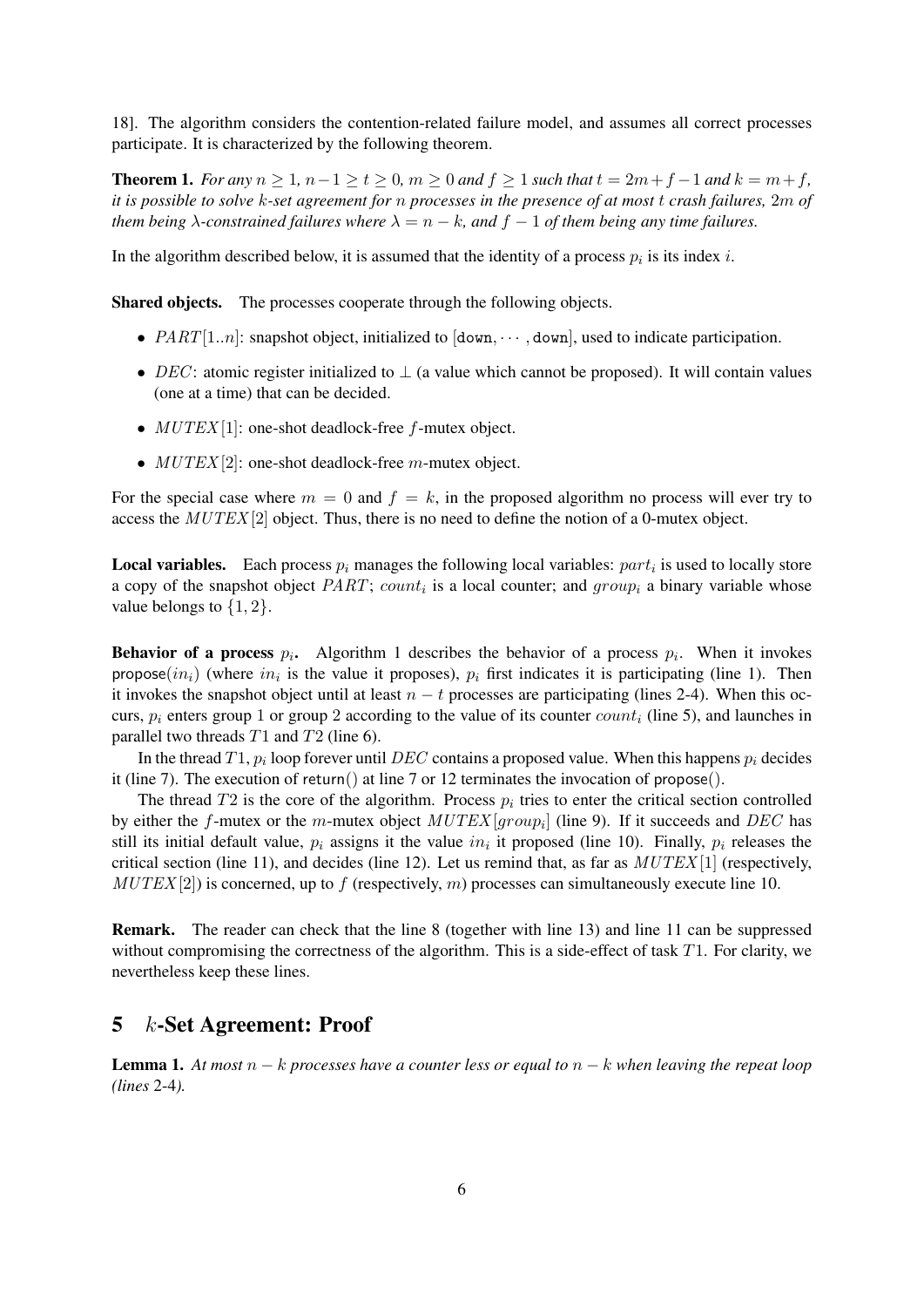18]. The algorithm considers the contention-related failure model, and assumes all correct processes participate. It is characterized by the following theorem.

**Theorem 1.** *For any $n \geq 1$, $n-1 \geq t \geq 0$, $m \geq 0$ and $f \geq 1$ such that $t = 2m+f-1$ and $k = m+f$, it is possible to solve $k$-set agreement for $n$ processes in the presence of at most $t$ crash failures, $2m$ of them being $\lambda$-constrained failures where $\lambda = n-k$, and $f-1$ of them being any time failures.*

In the algorithm described below, it is assumed that the identity of a process $p_i$ is its index $i$.

**Shared objects.** The processes cooperate through the following objects.

- $PART[1..n]$: snapshot object, initialized to $[\texttt{down}, \cdots, \texttt{down}]$, used to indicate participation.
- $DEC$: atomic register initialized to $\perp$ (a value which cannot be proposed). It will contain values (one at a time) that can be decided.
- $MUTEX[1]$: one-shot deadlock-free $f$-mutex object.
- $MUTEX[2]$: one-shot deadlock-free $m$-mutex object.

For the special case where $m = 0$ and $f = k$, in the proposed algorithm no process will ever try to access the $MUTEX[2]$ object. Thus, there is no need to define the notion of a 0-mutex object.

**Local variables.** Each process $p_i$ manages the following local variables: $part_i$ is used to locally store a copy of the snapshot object $PART$; $count_i$ is a local counter; and $group_i$ a binary variable whose value belongs to $\{1, 2\}$.

**Behavior of a process $p_i$.** Algorithm 1 describes the behavior of a process $p_i$. When it invokes propose($in_i$) (where $in_i$ is the value it proposes), $p_i$ first indicates it is participating (line 1). Then it invokes the snapshot object until at least $n-t$ processes are participating (lines 2-4). When this occurs, $p_i$ enters group 1 or group 2 according to the value of its counter $count_i$ (line 5), and launches in parallel two threads $T1$ and $T2$ (line 6).

In the thread $T1$, $p_i$ loop forever until $DEC$ contains a proposed value. When this happens $p_i$ decides it (line 7). The execution of return() at line 7 or 12 terminates the invocation of propose().

The thread $T2$ is the core of the algorithm. Process $p_i$ tries to enter the critical section controlled by either the $f$-mutex or the $m$-mutex object $MUTEX[group_i]$ (line 9). If it succeeds and $DEC$ has still its initial default value, $p_i$ assigns it the value $in_i$ it proposed (line 10). Finally, $p_i$ releases the critical section (line 11), and decides (line 12). Let us remind that, as far as $MUTEX[1]$ (respectively, $MUTEX[2]$) is concerned, up to $f$ (respectively, $m$) processes can simultaneously execute line 10.

**Remark.** The reader can check that the line 8 (together with line 13) and line 11 can be suppressed without compromising the correctness of the algorithm. This is a side-effect of task $T1$. For clarity, we nevertheless keep these lines.

## 5 $k$-Set Agreement: Proof

**Lemma 1.** *At most $n-k$ processes have a counter less or equal to $n-k$ when leaving the repeat loop (lines 2-4).*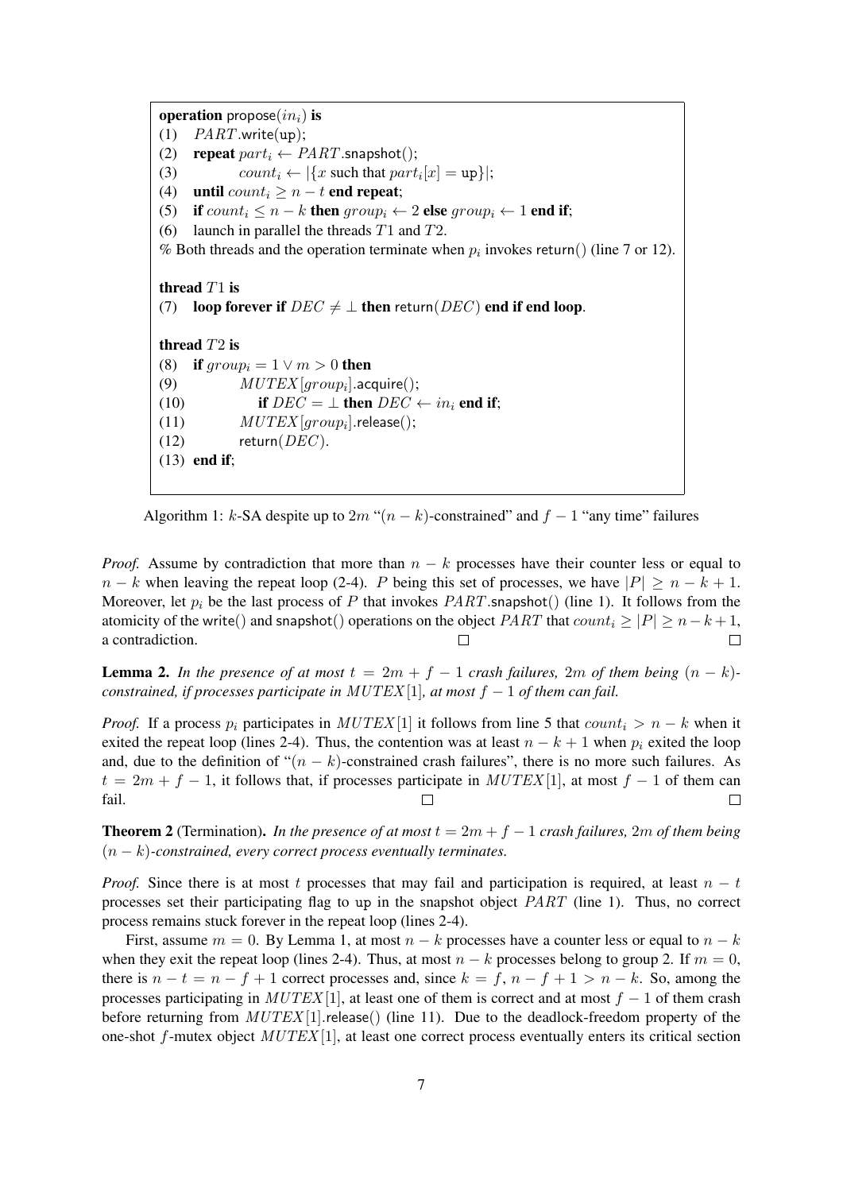```
operation propose(in_i) is
(1)  PART.write(up);
(2)  repeat part_i ← PART.snapshot();
(3)         count_i ← |{x such that part_i[x] = up}|;
(4)  until count_i ≥ n − t end repeat;
(5)  if count_i ≤ n − k then group_i ← 2 else group_i ← 1 end if;
(6)  launch in parallel the threads T1 and T2.
% Both threads and the operation terminate when p_i invokes return() (line 7 or 12).

thread T1 is
(7)  loop forever if DEC ≠ ⊥ then return(DEC) end if end loop.

thread T2 is
(8)  if group_i = 1 ∨ m > 0 then
(9)         MUTEX[group_i].acquire();
(10)            if DEC = ⊥ then DEC ← in_i end if;
(11)        MUTEX[group_i].release();
(12)        return(DEC).
(13) end if;
```

Algorithm 1: $k$-SA despite up to $2m$ "$(n-k)$-constrained" and $f-1$ "any time" failures

*Proof.* Assume by contradiction that more than $n-k$ processes have their counter less or equal to $n-k$ when leaving the repeat loop (2-4). $P$ being this set of processes, we have $|P| \geq n-k+1$. Moreover, let $p_i$ be the last process of $P$ that invokes $PART$.snapshot() (line 1). It follows from the atomicity of the write() and snapshot() operations on the object $PART$ that $count_i \geq |P| \geq n-k+1$, a contradiction. □ □

**Lemma 2.** *In the presence of at most $t = 2m + f - 1$ crash failures, $2m$ of them being $(n-k)$-constrained, if processes participate in $MUTEX[1]$, at most $f-1$ of them can fail.*

*Proof.* If a process $p_i$ participates in $MUTEX[1]$ it follows from line 5 that $count_i > n-k$ when it exited the repeat loop (lines 2-4). Thus, the contention was at least $n-k+1$ when $p_i$ exited the loop and, due to the definition of "$(n-k)$-constrained crash failures", there is no more such failures. As $t = 2m + f - 1$, it follows that, if processes participate in $MUTEX[1]$, at most $f-1$ of them can fail. □ □

**Theorem 2** (Termination). *In the presence of at most $t = 2m + f - 1$ crash failures, $2m$ of them being $(n-k)$-constrained, every correct process eventually terminates.*

*Proof.* Since there is at most $t$ processes that may fail and participation is required, at least $n-t$ processes set their participating flag to up in the snapshot object $PART$ (line 1). Thus, no correct process remains stuck forever in the repeat loop (lines 2-4).

First, assume $m = 0$. By Lemma 1, at most $n-k$ processes have a counter less or equal to $n-k$ when they exit the repeat loop (lines 2-4). Thus, at most $n-k$ processes belong to group 2. If $m = 0$, there is $n - t = n - f + 1$ correct processes and, since $k = f$, $n - f + 1 > n - k$. So, among the processes participating in $MUTEX[1]$, at least one of them is correct and at most $f-1$ of them crash before returning from $MUTEX[1]$.release() (line 11). Due to the deadlock-freedom property of the one-shot $f$-mutex object $MUTEX[1]$, at least one correct process eventually enters its critical section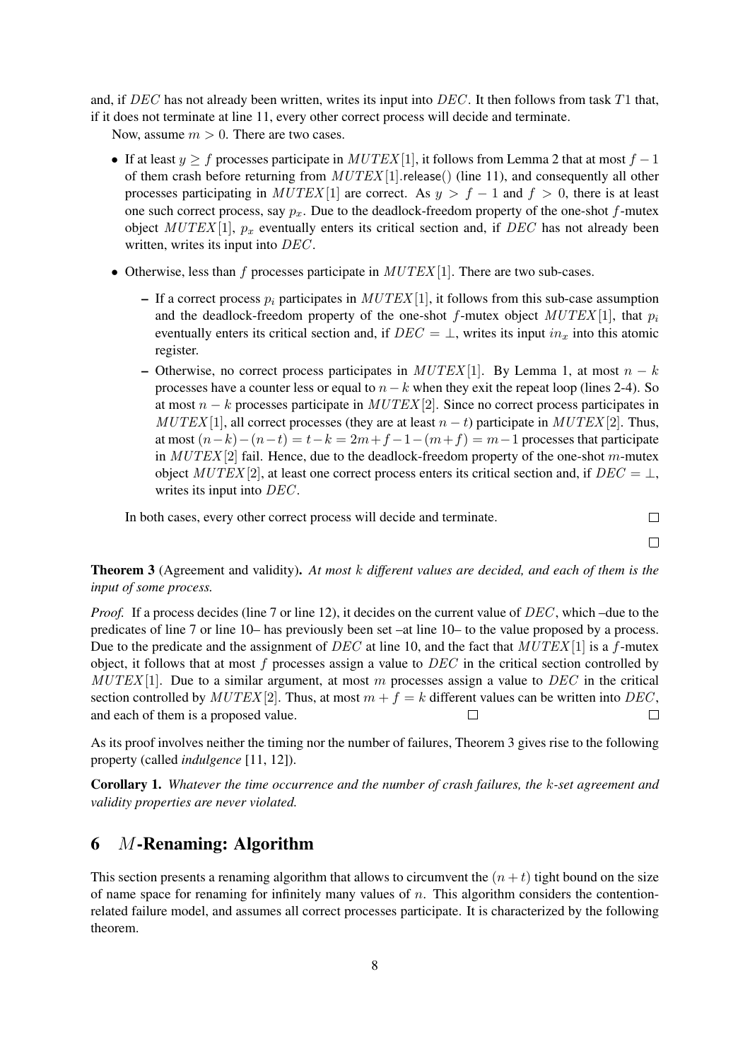and, if $DEC$ has not already been written, writes its input into $DEC$. It then follows from task $T1$ that, if it does not terminate at line 11, every other correct process will decide and terminate.

Now, assume $m > 0$. There are two cases.

- If at least $y \geq f$ processes participate in $MUTEX[1]$, it follows from Lemma 2 that at most $f-1$ of them crash before returning from $MUTEX[1].\mathsf{release}()$ (line 11), and consequently all other processes participating in $MUTEX[1]$ are correct. As $y > f-1$ and $f > 0$, there is at least one such correct process, say $p_x$. Due to the deadlock-freedom property of the one-shot $f$-mutex object $MUTEX[1]$, $p_x$ eventually enters its critical section and, if $DEC$ has not already been written, writes its input into $DEC$.
- Otherwise, less than $f$ processes participate in $MUTEX[1]$. There are two sub-cases.
  - If a correct process $p_i$ participates in $MUTEX[1]$, it follows from this sub-case assumption and the deadlock-freedom property of the one-shot $f$-mutex object $MUTEX[1]$, that $p_i$ eventually enters its critical section and, if $DEC = \perp$, writes its input $in_x$ into this atomic register.
  - Otherwise, no correct process participates in $MUTEX[1]$. By Lemma 1, at most $n-k$ processes have a counter less or equal to $n-k$ when they exit the repeat loop (lines 2-4). So at most $n-k$ processes participate in $MUTEX[2]$. Since no correct process participates in $MUTEX[1]$, all correct processes (they are at least $n-t$) participate in $MUTEX[2]$. Thus, at most $(n-k)-(n-t) = t-k = 2m+f-1-(m+f) = m-1$ processes that participate in $MUTEX[2]$ fail. Hence, due to the deadlock-freedom property of the one-shot $m$-mutex object $MUTEX[2]$, at least one correct process enters its critical section and, if $DEC = \perp$, writes its input into $DEC$.

In both cases, every other correct process will decide and terminate. □

□

**Theorem 3** (Agreement and validity). *At most $k$ different values are decided, and each of them is the input of some process.*

*Proof.* If a process decides (line 7 or line 12), it decides on the current value of $DEC$, which –due to the predicates of line 7 or line 10– has previously been set –at line 10– to the value proposed by a process. Due to the predicate and the assignment of $DEC$ at line 10, and the fact that $MUTEX[1]$ is a $f$-mutex object, it follows that at most $f$ processes assign a value to $DEC$ in the critical section controlled by $MUTEX[1]$. Due to a similar argument, at most $m$ processes assign a value to $DEC$ in the critical section controlled by $MUTEX[2]$. Thus, at most $m+f=k$ different values can be written into $DEC$, and each of them is a proposed value. □ □

As its proof involves neither the timing nor the number of failures, Theorem 3 gives rise to the following property (called *indulgence* [11, 12]).

**Corollary 1.** *Whatever the time occurrence and the number of crash failures, the $k$-set agreement and validity properties are never violated.*

## 6 $M$-Renaming: Algorithm

This section presents a renaming algorithm that allows to circumvent the $(n+t)$ tight bound on the size of name space for renaming for infinitely many values of $n$. This algorithm considers the contention-related failure model, and assumes all correct processes participate. It is characterized by the following theorem.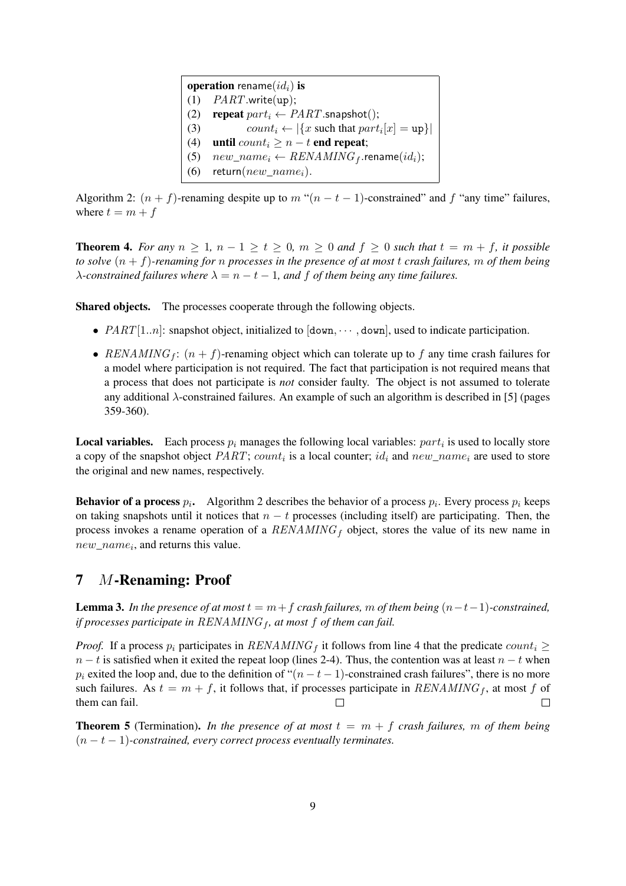```
operation rename(id_i) is
(1)   PART.write(up);
(2)   repeat part_i ← PART.snapshot();
(3)          count_i ← |{x such that part_i[x] = up}|
(4)   until count_i ≥ n − t end repeat;
(5)   new_name_i ← RENAMING_f.rename(id_i);
(6)   return(new_name_i).
```

Algorithm 2: $(n+f)$-renaming despite up to $m$ "$(n-t-1)$-constrained" and $f$ "any time" failures, where $t = m + f$

**Theorem 4.** *For any $n \geq 1$, $n-1 \geq t \geq 0$, $m \geq 0$ and $f \geq 0$ such that $t = m + f$, it possible to solve $(n+f)$-renaming for $n$ processes in the presence of at most $t$ crash failures, $m$ of them being $\lambda$-constrained failures where $\lambda = n - t - 1$, and $f$ of them being any time failures.*

**Shared objects.** The processes cooperate through the following objects.

- $PART[1..n]$: snapshot object, initialized to $[\texttt{down}, \cdots, \texttt{down}]$, used to indicate participation.
- $RENAMING_f$: $(n+f)$-renaming object which can tolerate up to $f$ any time crash failures for a model where participation is not required. The fact that participation is not required means that a process that does not participate is *not* consider faulty. The object is not assumed to tolerate any additional $\lambda$-constrained failures. An example of such an algorithm is described in [5] (pages 359-360).

**Local variables.** Each process $p_i$ manages the following local variables: $part_i$ is used to locally store a copy of the snapshot object $PART$; $count_i$ is a local counter; $id_i$ and $new\_name_i$ are used to store the original and new names, respectively.

**Behavior of a process $p_i$.** Algorithm 2 describes the behavior of a process $p_i$. Every process $p_i$ keeps on taking snapshots until it notices that $n - t$ processes (including itself) are participating. Then, the process invokes a rename operation of a $RENAMING_f$ object, stores the value of its new name in $new\_name_i$, and returns this value.

## 7 $M$-Renaming: Proof

**Lemma 3.** *In the presence of at most $t = m+f$ crash failures, $m$ of them being $(n-t-1)$-constrained, if processes participate in $RENAMING_f$, at most $f$ of them can fail.*

*Proof.* If a process $p_i$ participates in $RENAMING_f$ it follows from line 4 that the predicate $count_i \geq n - t$ is satisfied when it exited the repeat loop (lines 2-4). Thus, the contention was at least $n - t$ when $p_i$ exited the loop and, due to the definition of "$(n-t-1)$-constrained crash failures", there is no more such failures. As $t = m + f$, it follows that, if processes participate in $RENAMING_f$, at most $f$ of them can fail. □ □

**Theorem 5** (Termination)**.** *In the presence of at most $t = m + f$ crash failures, $m$ of them being $(n-t-1)$-constrained, every correct process eventually terminates.*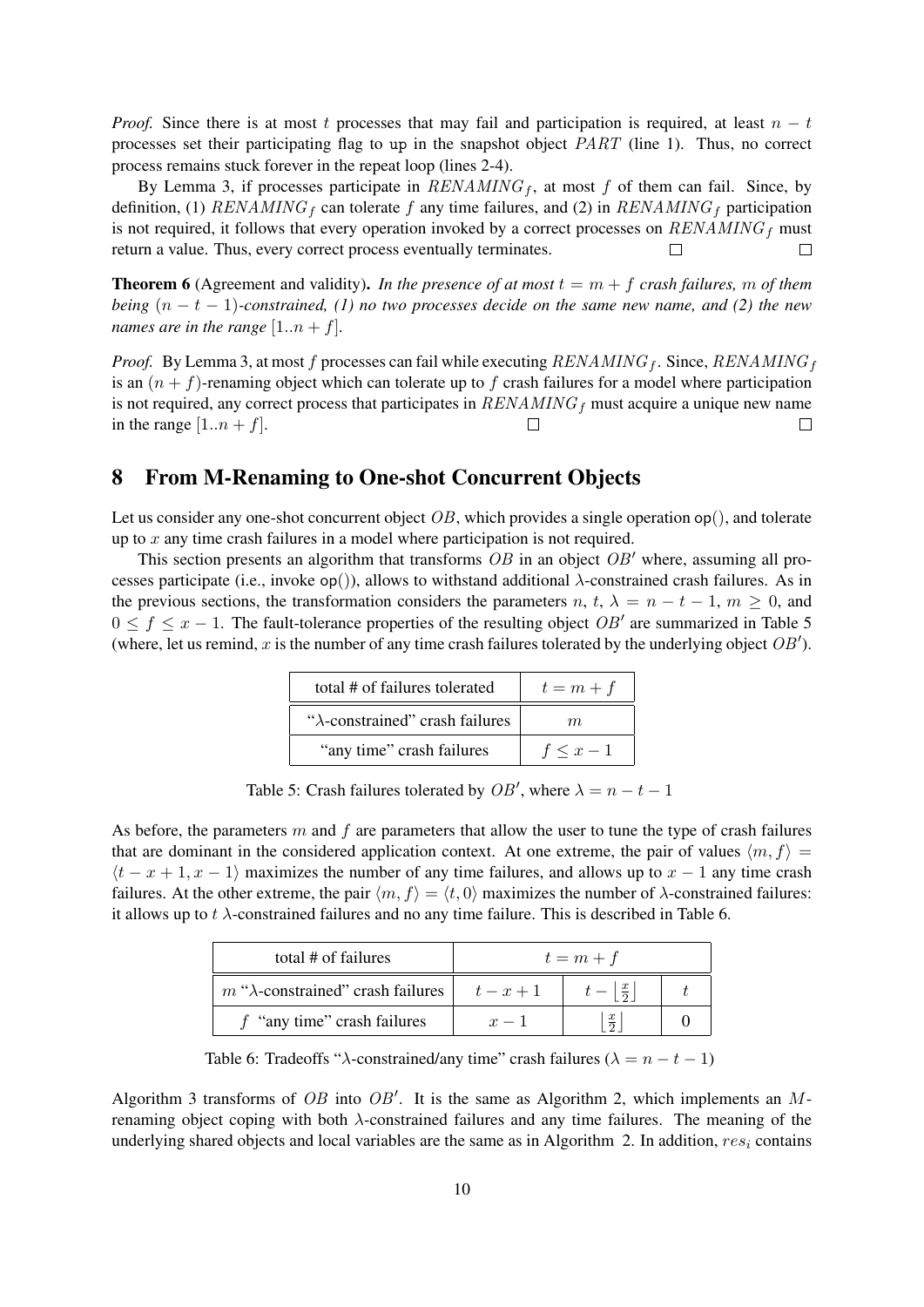*Proof.* Since there is at most $t$ processes that may fail and participation is required, at least $n - t$ processes set their participating flag to up in the snapshot object $PART$ (line 1). Thus, no correct process remains stuck forever in the repeat loop (lines 2-4).

By Lemma 3, if processes participate in $RENAMING_f$, at most $f$ of them can fail. Since, by definition, (1) $RENAMING_f$ can tolerate $f$ any time failures, and (2) in $RENAMING_f$ participation is not required, it follows that every operation invoked by a correct processes on $RENAMING_f$ must return a value. Thus, every correct process eventually terminates. □ □

**Theorem 6** (Agreement and validity)**.** *In the presence of at most $t = m + f$ crash failures, $m$ of them being $(n - t - 1)$-constrained, (1) no two processes decide on the same new name, and (2) the new names are in the range $[1..n + f]$.*

*Proof.* By Lemma 3, at most $f$ processes can fail while executing $RENAMING_f$. Since, $RENAMING_f$ is an $(n + f)$-renaming object which can tolerate up to $f$ crash failures for a model where participation is not required, any correct process that participates in $RENAMING_f$ must acquire a unique new name in the range $[1..n + f]$. □ □

## 8 From M-Renaming to One-shot Concurrent Objects

Let us consider any one-shot concurrent object $OB$, which provides a single operation op(), and tolerate up to $x$ any time crash failures in a model where participation is not required.

This section presents an algorithm that transforms $OB$ in an object $OB'$ where, assuming all processes participate (i.e., invoke op()), allows to withstand additional $\lambda$-constrained crash failures. As in the previous sections, the transformation considers the parameters $n$, $t$, $\lambda = n - t - 1$, $m \geq 0$, and $0 \leq f \leq x - 1$. The fault-tolerance properties of the resulting object $OB'$ are summarized in Table 5 (where, let us remind, $x$ is the number of any time crash failures tolerated by the underlying object $OB'$).

| | |
|---|---|
| total # of failures tolerated | $t = m + f$ |
| "$\lambda$-constrained" crash failures | $m$ |
| "any time" crash failures | $f \leq x - 1$ |

Table 5: Crash failures tolerated by $OB'$, where $\lambda = n - t - 1$

As before, the parameters $m$ and $f$ are parameters that allow the user to tune the type of crash failures that are dominant in the considered application context. At one extreme, the pair of values $\langle m, f \rangle = \langle t - x + 1, x - 1 \rangle$ maximizes the number of any time failures, and allows up to $x - 1$ any time crash failures. At the other extreme, the pair $\langle m, f \rangle = \langle t, 0 \rangle$ maximizes the number of $\lambda$-constrained failures: it allows up to $t$ $\lambda$-constrained failures and no any time failure. This is described in Table 6.

| total # of failures | $t = m + f$ | | |
|---|---|---|---|
| $m$ "$\lambda$-constrained" crash failures | $t - x + 1$ | $t - \lfloor \frac{x}{2} \rfloor$ | $t$ |
| $f$ "any time" crash failures | $x - 1$ | $\lfloor \frac{x}{2} \rfloor$ | 0 |

Table 6: Tradeoffs "$\lambda$-constrained/any time" crash failures ($\lambda = n - t - 1$)

Algorithm 3 transforms of $OB$ into $OB'$. It is the same as Algorithm 2, which implements an $M$-renaming object coping with both $\lambda$-constrained failures and any time failures. The meaning of the underlying shared objects and local variables are the same as in Algorithm 2. In addition, $res_i$ contains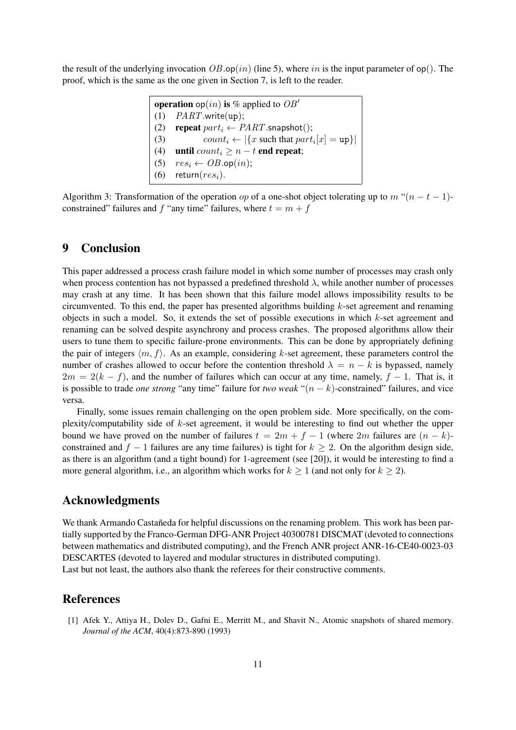the result of the underlying invocation $OB.\mathsf{op}(in)$ (line 5), where $in$ is the input parameter of $\mathsf{op}()$. The proof, which is the same as the one given in Section 7, is left to the reader.

```
operation op(in) is % applied to OB'
(1)  PART.write(up);
(2)  repeat part_i ← PART.snapshot();
(3)          count_i ← |{x such that part_i[x] = up}|
(4)  until count_i ≥ n − t end repeat;
(5)  res_i ← OB.op(in);
(6)  return(res_i).
```

Algorithm 3: Transformation of the operation $op$ of a one-shot object tolerating up to $m$ "$(n-t-1)$-constrained" failures and $f$ "any time" failures, where $t = m + f$

# 9 Conclusion

This paper addressed a process crash failure model in which some number of processes may crash only when process contention has not bypassed a predefined threshold $\lambda$, while another number of processes may crash at any time. It has been shown that this failure model allows impossibility results to be circumvented. To this end, the paper has presented algorithms building $k$-set agreement and renaming objects in such a model. So, it extends the set of possible executions in which $k$-set agreement and renaming can be solved despite asynchrony and process crashes. The proposed algorithms allow their users to tune them to specific failure-prone environments. This can be done by appropriately defining the pair of integers $\langle m, f\rangle$. As an example, considering $k$-set agreement, these parameters control the number of crashes allowed to occur before the contention threshold $\lambda = n - k$ is bypassed, namely $2m = 2(k-f)$, and the number of failures which can occur at any time, namely, $f - 1$. That is, it is possible to trade *one strong* "any time" failure for *two weak* "$(n-k)$-constrained" failures, and vice versa.

Finally, some issues remain challenging on the open problem side. More specifically, on the complexity/computability side of $k$-set agreement, it would be interesting to find out whether the upper bound we have proved on the number of failures $t = 2m + f - 1$ (where $2m$ failures are $(n-k)$-constrained and $f - 1$ failures are any time failures) is tight for $k \geq 2$. On the algorithm design side, as there is an algorithm (and a tight bound) for 1-agreement (see [20]), it would be interesting to find a more general algorithm, i.e., an algorithm which works for $k \geq 1$ (and not only for $k \geq 2$).

## Acknowledgments

We thank Armando Castañeda for helpful discussions on the renaming problem. This work has been partially supported by the Franco-German DFG-ANR Project 40300781 DISCMAT (devoted to connections between mathematics and distributed computing), and the French ANR project ANR-16-CE40-0023-03 DESCARTES (devoted to layered and modular structures in distributed computing).
Last but not least, the authors also thank the referees for their constructive comments.

## References

[1] Afek Y., Attiya H., Dolev D., Gafni E., Merritt M., and Shavit N., Atomic snapshots of shared memory. *Journal of the ACM*, 40(4):873-890 (1993)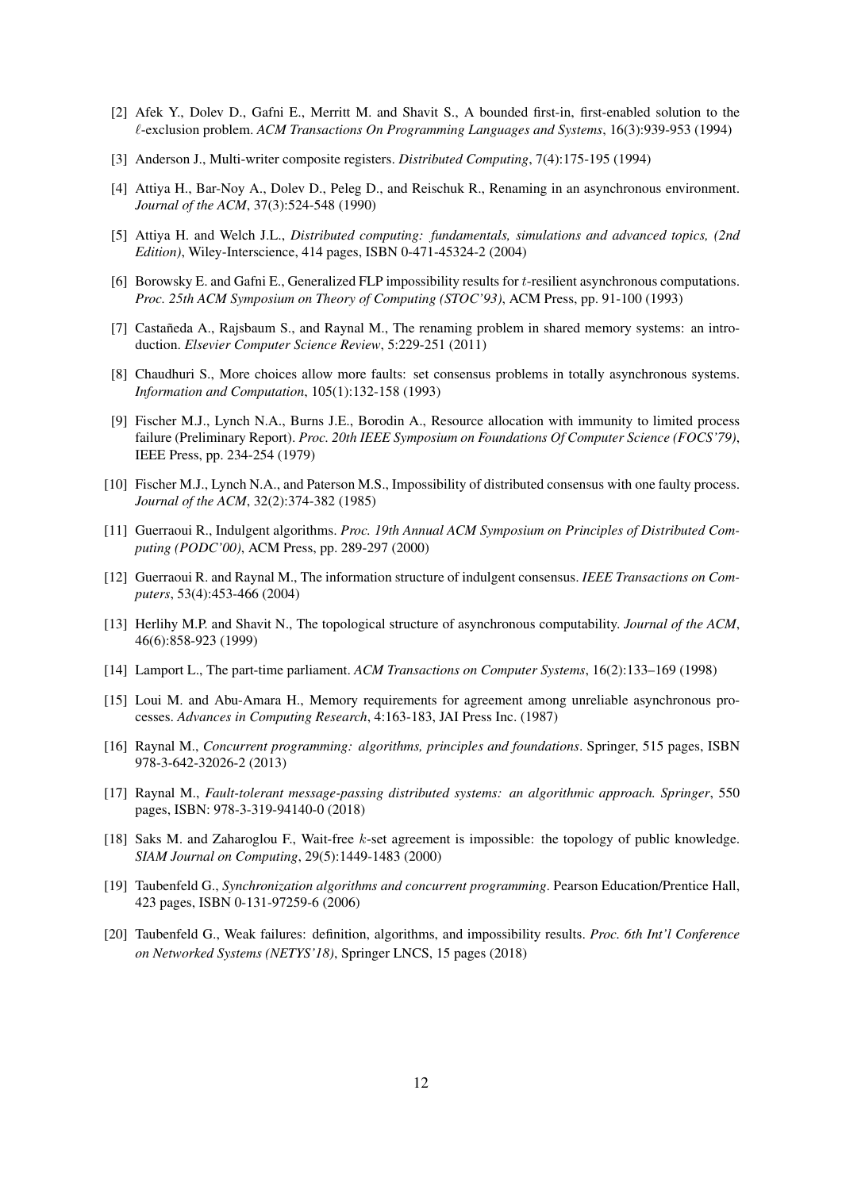[2] Afek Y., Dolev D., Gafni E., Merritt M. and Shavit S., A bounded first-in, first-enabled solution to the $\ell$-exclusion problem. *ACM Transactions On Programming Languages and Systems*, 16(3):939-953 (1994)

[3] Anderson J., Multi-writer composite registers. *Distributed Computing*, 7(4):175-195 (1994)

[4] Attiya H., Bar-Noy A., Dolev D., Peleg D., and Reischuk R., Renaming in an asynchronous environment. *Journal of the ACM*, 37(3):524-548 (1990)

[5] Attiya H. and Welch J.L., *Distributed computing: fundamentals, simulations and advanced topics, (2nd Edition)*, Wiley-Interscience, 414 pages, ISBN 0-471-45324-2 (2004)

[6] Borowsky E. and Gafni E., Generalized FLP impossibility results for $t$-resilient asynchronous computations. *Proc. 25th ACM Symposium on Theory of Computing (STOC'93)*, ACM Press, pp. 91-100 (1993)

[7] Castañeda A., Rajsbaum S., and Raynal M., The renaming problem in shared memory systems: an introduction. *Elsevier Computer Science Review*, 5:229-251 (2011)

[8] Chaudhuri S., More choices allow more faults: set consensus problems in totally asynchronous systems. *Information and Computation*, 105(1):132-158 (1993)

[9] Fischer M.J., Lynch N.A., Burns J.E., Borodin A., Resource allocation with immunity to limited process failure (Preliminary Report). *Proc. 20th IEEE Symposium on Foundations Of Computer Science (FOCS'79)*, IEEE Press, pp. 234-254 (1979)

[10] Fischer M.J., Lynch N.A., and Paterson M.S., Impossibility of distributed consensus with one faulty process. *Journal of the ACM*, 32(2):374-382 (1985)

[11] Guerraoui R., Indulgent algorithms. *Proc. 19th Annual ACM Symposium on Principles of Distributed Computing (PODC'00)*, ACM Press, pp. 289-297 (2000)

[12] Guerraoui R. and Raynal M., The information structure of indulgent consensus. *IEEE Transactions on Computers*, 53(4):453-466 (2004)

[13] Herlihy M.P. and Shavit N., The topological structure of asynchronous computability. *Journal of the ACM*, 46(6):858-923 (1999)

[14] Lamport L., The part-time parliament. *ACM Transactions on Computer Systems*, 16(2):133–169 (1998)

[15] Loui M. and Abu-Amara H., Memory requirements for agreement among unreliable asynchronous processes. *Advances in Computing Research*, 4:163-183, JAI Press Inc. (1987)

[16] Raynal M., *Concurrent programming: algorithms, principles and foundations*. Springer, 515 pages, ISBN 978-3-642-32026-2 (2013)

[17] Raynal M., *Fault-tolerant message-passing distributed systems: an algorithmic approach. Springer*, 550 pages, ISBN: 978-3-319-94140-0 (2018)

[18] Saks M. and Zaharoglou F., Wait-free $k$-set agreement is impossible: the topology of public knowledge. *SIAM Journal on Computing*, 29(5):1449-1483 (2000)

[19] Taubenfeld G., *Synchronization algorithms and concurrent programming*. Pearson Education/Prentice Hall, 423 pages, ISBN 0-131-97259-6 (2006)

[20] Taubenfeld G., Weak failures: definition, algorithms, and impossibility results. *Proc. 6th Int'l Conference on Networked Systems (NETYS'18)*, Springer LNCS, 15 pages (2018)